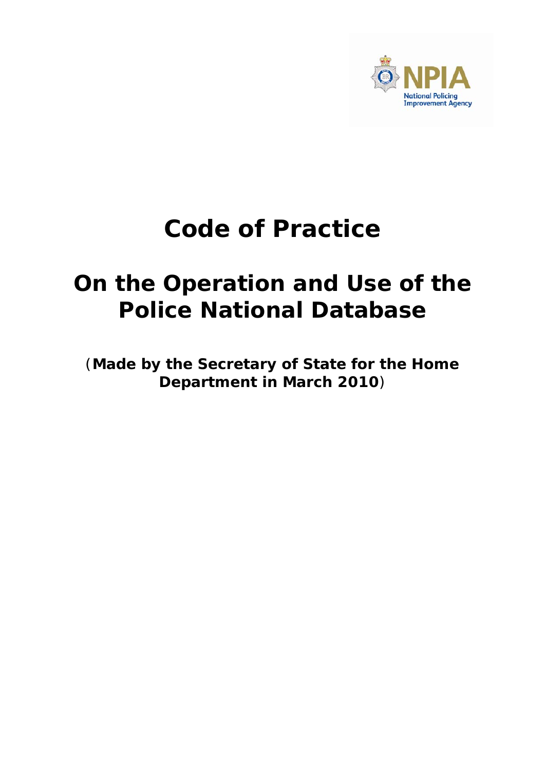NPIA
National Policing Improvement Agency

# Code of Practice

# On the Operation and Use of the Police National Database

**(Made by the Secretary of State for the Home Department in March 2010)**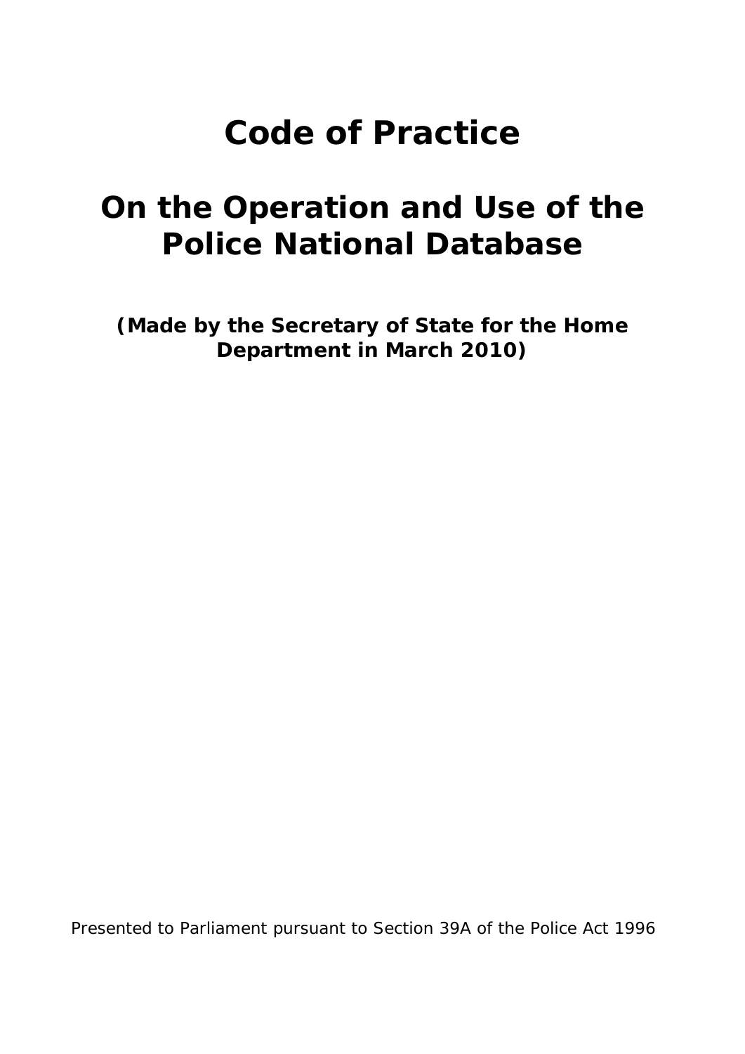# Code of Practice

# On the Operation and Use of the Police National Database

**(Made by the Secretary of State for the Home Department in March 2010)**

Presented to Parliament pursuant to Section 39A of the Police Act 1996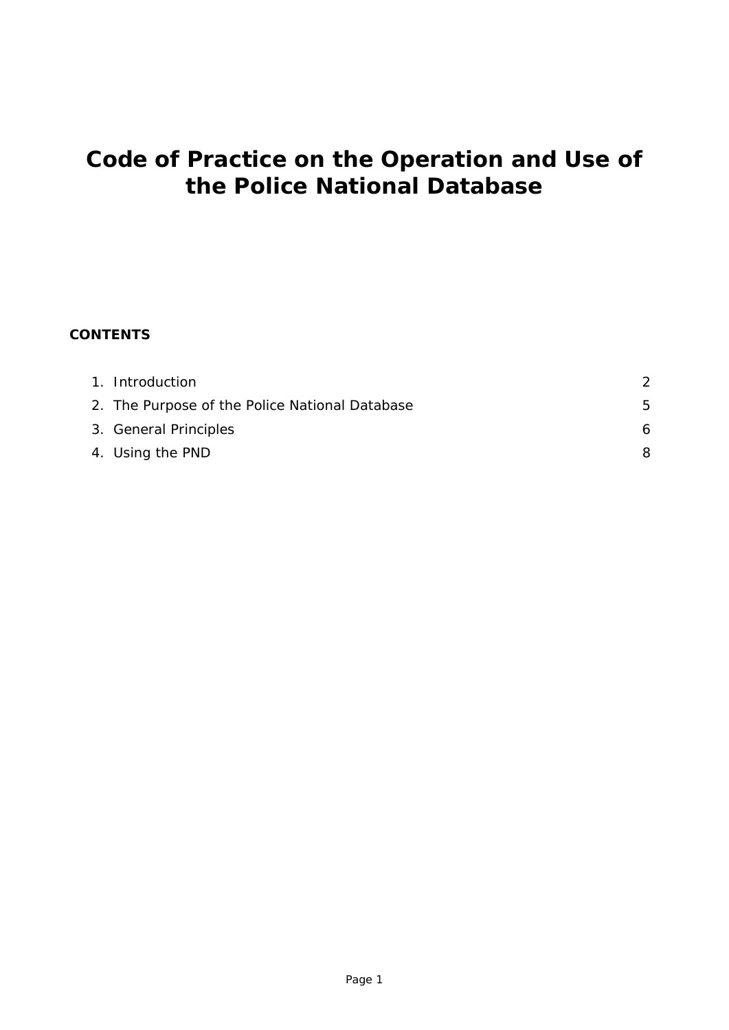# Code of Practice on the Operation and Use of the Police National Database

**CONTENTS**

| | |
|---|---|
| 1. Introduction | 2 |
| 2. The Purpose of the Police National Database | 5 |
| 3. General Principles | 6 |
| 4. Using the PND | 8 |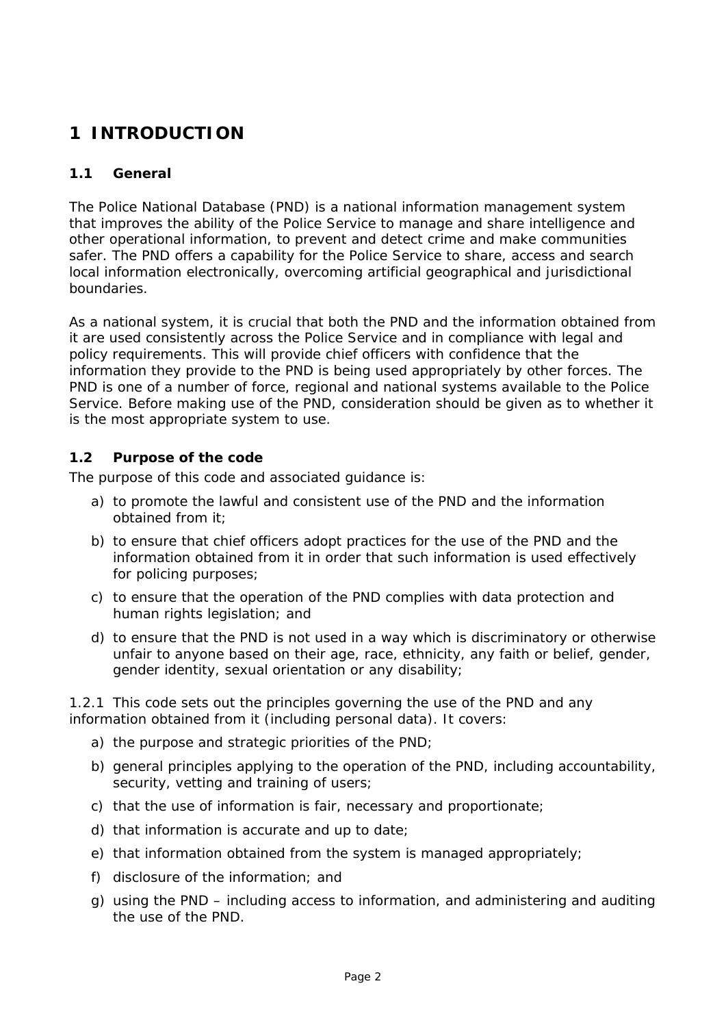# 1 INTRODUCTION

## 1.1 General

The Police National Database (PND) is a national information management system that improves the ability of the Police Service to manage and share intelligence and other operational information, to prevent and detect crime and make communities safer. The PND offers a capability for the Police Service to share, access and search local information electronically, overcoming artificial geographical and jurisdictional boundaries.

As a national system, it is crucial that both the PND and the information obtained from it are used consistently across the Police Service and in compliance with legal and policy requirements. This will provide chief officers with confidence that the information they provide to the PND is being used appropriately by other forces. The PND is one of a number of force, regional and national systems available to the Police Service. Before making use of the PND, consideration should be given as to whether it is the most appropriate system to use.

## 1.2 Purpose of the code

The purpose of this code and associated guidance is:

a) to promote the lawful and consistent use of the PND and the information obtained from it;

b) to ensure that chief officers adopt practices for the use of the PND and the information obtained from it in order that such information is used effectively for policing purposes;

c) to ensure that the operation of the PND complies with data protection and human rights legislation; and

d) to ensure that the PND is not used in a way which is discriminatory or otherwise unfair to anyone based on their age, race, ethnicity, any faith or belief, gender, gender identity, sexual orientation or any disability;

1.2.1 This code sets out the principles governing the use of the PND and any information obtained from it (including personal data). It covers:

a) the purpose and strategic priorities of the PND;

b) general principles applying to the operation of the PND, including accountability, security, vetting and training of users;

c) that the use of information is fair, necessary and proportionate;

d) that information is accurate and up to date;

e) that information obtained from the system is managed appropriately;

f) disclosure of the information; and

g) using the PND – including access to information, and administering and auditing the use of the PND.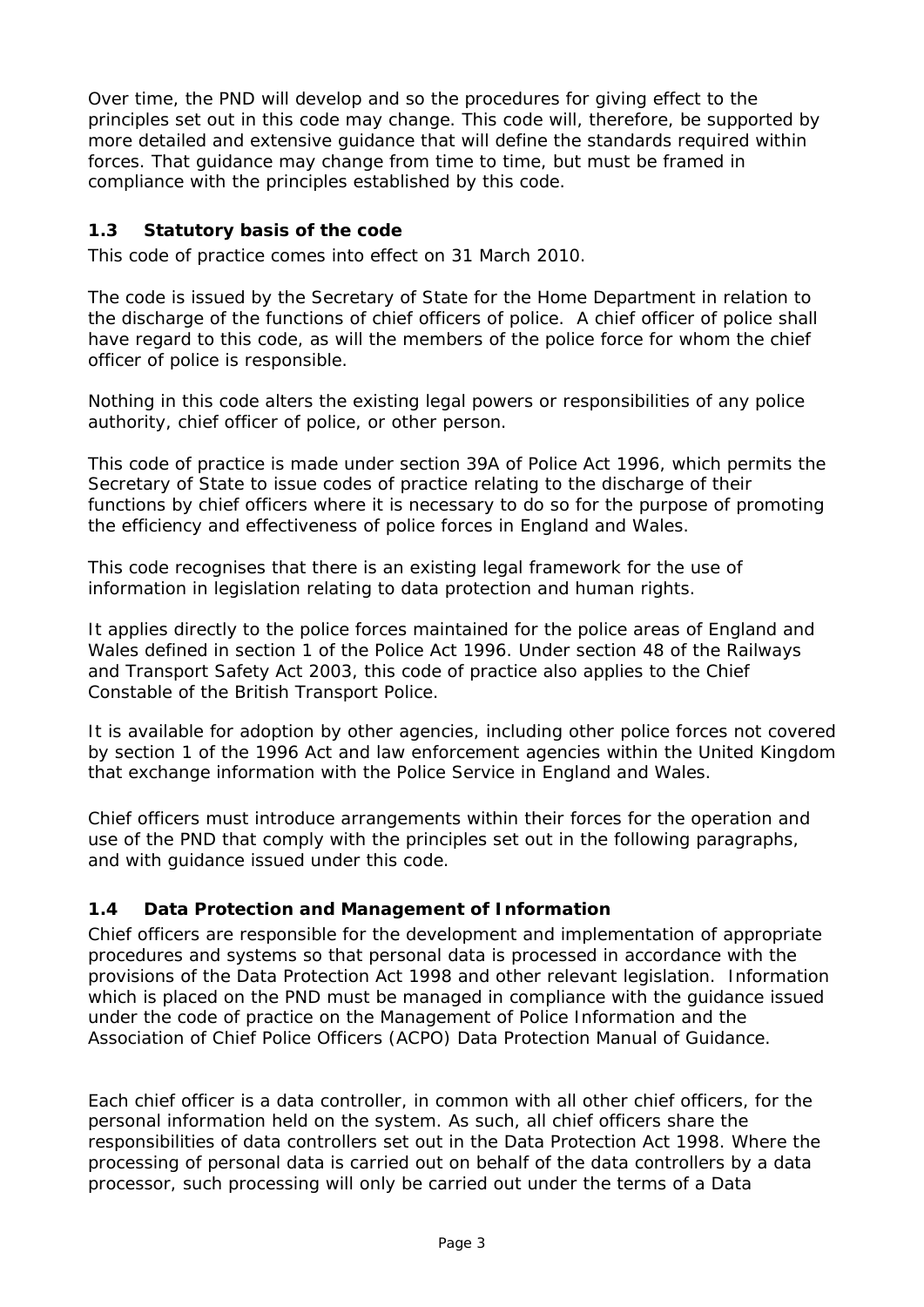Over time, the PND will develop and so the procedures for giving effect to the principles set out in this code may change. This code will, therefore, be supported by more detailed and extensive guidance that will define the standards required within forces. That guidance may change from time to time, but must be framed in compliance with the principles established by this code.

### 1.3 Statutory basis of the code

This code of practice comes into effect on 31 March 2010.

The code is issued by the Secretary of State for the Home Department in relation to the discharge of the functions of chief officers of police. A chief officer of police shall have regard to this code, as will the members of the police force for whom the chief officer of police is responsible.

Nothing in this code alters the existing legal powers or responsibilities of any police authority, chief officer of police, or other person.

This code of practice is made under section 39A of Police Act 1996, which permits the Secretary of State to issue codes of practice relating to the discharge of their functions by chief officers where it is necessary to do so for the purpose of promoting the efficiency and effectiveness of police forces in England and Wales.

This code recognises that there is an existing legal framework for the use of information in legislation relating to data protection and human rights.

It applies directly to the police forces maintained for the police areas of England and Wales defined in section 1 of the Police Act 1996. Under section 48 of the Railways and Transport Safety Act 2003, this code of practice also applies to the Chief Constable of the British Transport Police.

It is available for adoption by other agencies, including other police forces not covered by section 1 of the 1996 Act and law enforcement agencies within the United Kingdom that exchange information with the Police Service in England and Wales.

Chief officers must introduce arrangements within their forces for the operation and use of the PND that comply with the principles set out in the following paragraphs, and with guidance issued under this code.

### 1.4 Data Protection and Management of Information

Chief officers are responsible for the development and implementation of appropriate procedures and systems so that personal data is processed in accordance with the provisions of the Data Protection Act 1998 and other relevant legislation. Information which is placed on the PND must be managed in compliance with the guidance issued under the code of practice on the Management of Police Information and the Association of Chief Police Officers (ACPO) Data Protection Manual of Guidance.

Each chief officer is a data controller, in common with all other chief officers, for the personal information held on the system. As such, all chief officers share the responsibilities of data controllers set out in the Data Protection Act 1998. Where the processing of personal data is carried out on behalf of the data controllers by a data processor, such processing will only be carried out under the terms of a Data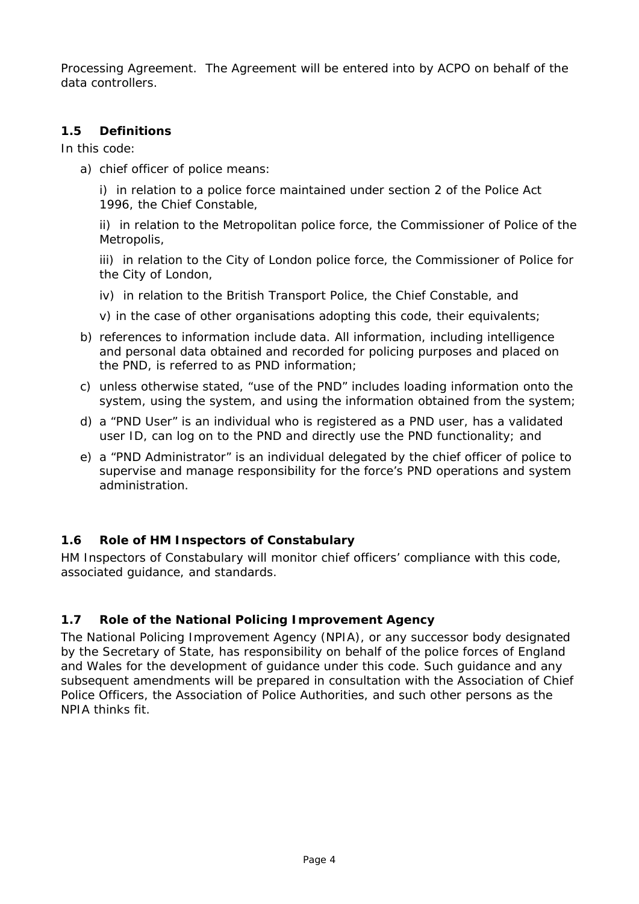Processing Agreement. The Agreement will be entered into by ACPO on behalf of the data controllers.

### 1.5 Definitions

In this code:

a) chief officer of police means:

   i) in relation to a police force maintained under section 2 of the Police Act 1996, the Chief Constable,

   ii) in relation to the Metropolitan police force, the Commissioner of Police of the Metropolis,

   iii) in relation to the City of London police force, the Commissioner of Police for the City of London,

   iv) in relation to the British Transport Police, the Chief Constable, and

   v) in the case of other organisations adopting this code, their equivalents;

b) references to information include data. All information, including intelligence and personal data obtained and recorded for policing purposes and placed on the PND, is referred to as PND information;

c) unless otherwise stated, "use of the PND" includes loading information onto the system, using the system, and using the information obtained from the system;

d) a "PND User" is an individual who is registered as a PND user, has a validated user ID, can log on to the PND and directly use the PND functionality; and

e) a "PND Administrator" is an individual delegated by the chief officer of police to supervise and manage responsibility for the force's PND operations and system administration.

### 1.6 Role of HM Inspectors of Constabulary

HM Inspectors of Constabulary will monitor chief officers' compliance with this code, associated guidance, and standards.

### 1.7 Role of the National Policing Improvement Agency

The National Policing Improvement Agency (NPIA), or any successor body designated by the Secretary of State, has responsibility on behalf of the police forces of England and Wales for the development of guidance under this code. Such guidance and any subsequent amendments will be prepared in consultation with the Association of Chief Police Officers, the Association of Police Authorities, and such other persons as the NPIA thinks fit.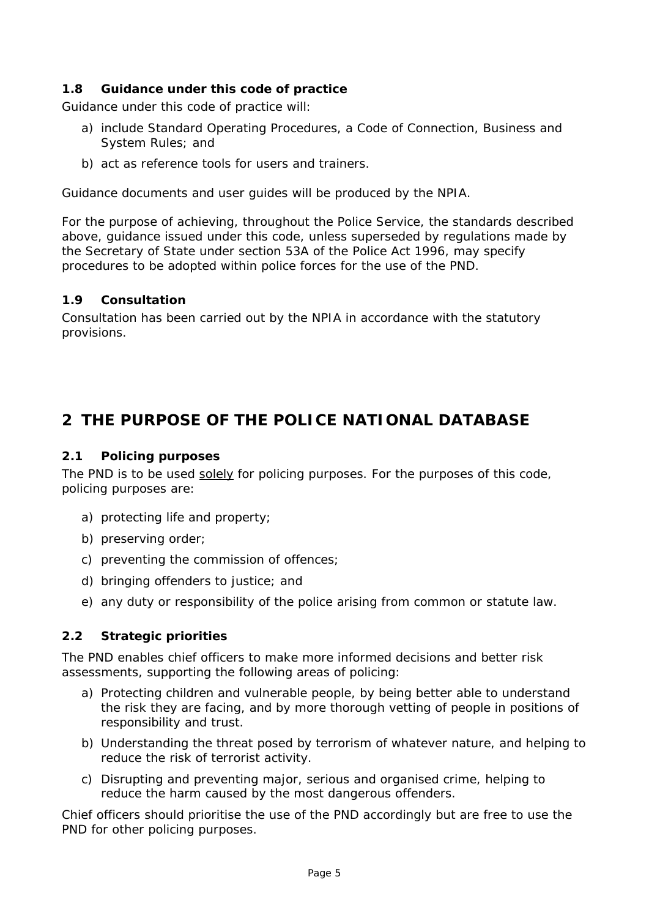### 1.8 Guidance under this code of practice

Guidance under this code of practice will:

a) include Standard Operating Procedures, a Code of Connection, Business and System Rules; and

b) act as reference tools for users and trainers.

Guidance documents and user guides will be produced by the NPIA.

For the purpose of achieving, throughout the Police Service, the standards described above, guidance issued under this code, unless superseded by regulations made by the Secretary of State under section 53A of the Police Act 1996, may specify procedures to be adopted within police forces for the use of the PND.

### 1.9 Consultation

Consultation has been carried out by the NPIA in accordance with the statutory provisions.

## 2 THE PURPOSE OF THE POLICE NATIONAL DATABASE

### 2.1 Policing purposes

The PND is to be used <u>solely</u> for policing purposes. For the purposes of this code, policing purposes are:

a) protecting life and property;

b) preserving order;

c) preventing the commission of offences;

d) bringing offenders to justice; and

e) any duty or responsibility of the police arising from common or statute law.

### 2.2 Strategic priorities

The PND enables chief officers to make more informed decisions and better risk assessments, supporting the following areas of policing:

a) Protecting children and vulnerable people, by being better able to understand the risk they are facing, and by more thorough vetting of people in positions of responsibility and trust.

b) Understanding the threat posed by terrorism of whatever nature, and helping to reduce the risk of terrorist activity.

c) Disrupting and preventing major, serious and organised crime, helping to reduce the harm caused by the most dangerous offenders.

Chief officers should prioritise the use of the PND accordingly but are free to use the PND for other policing purposes.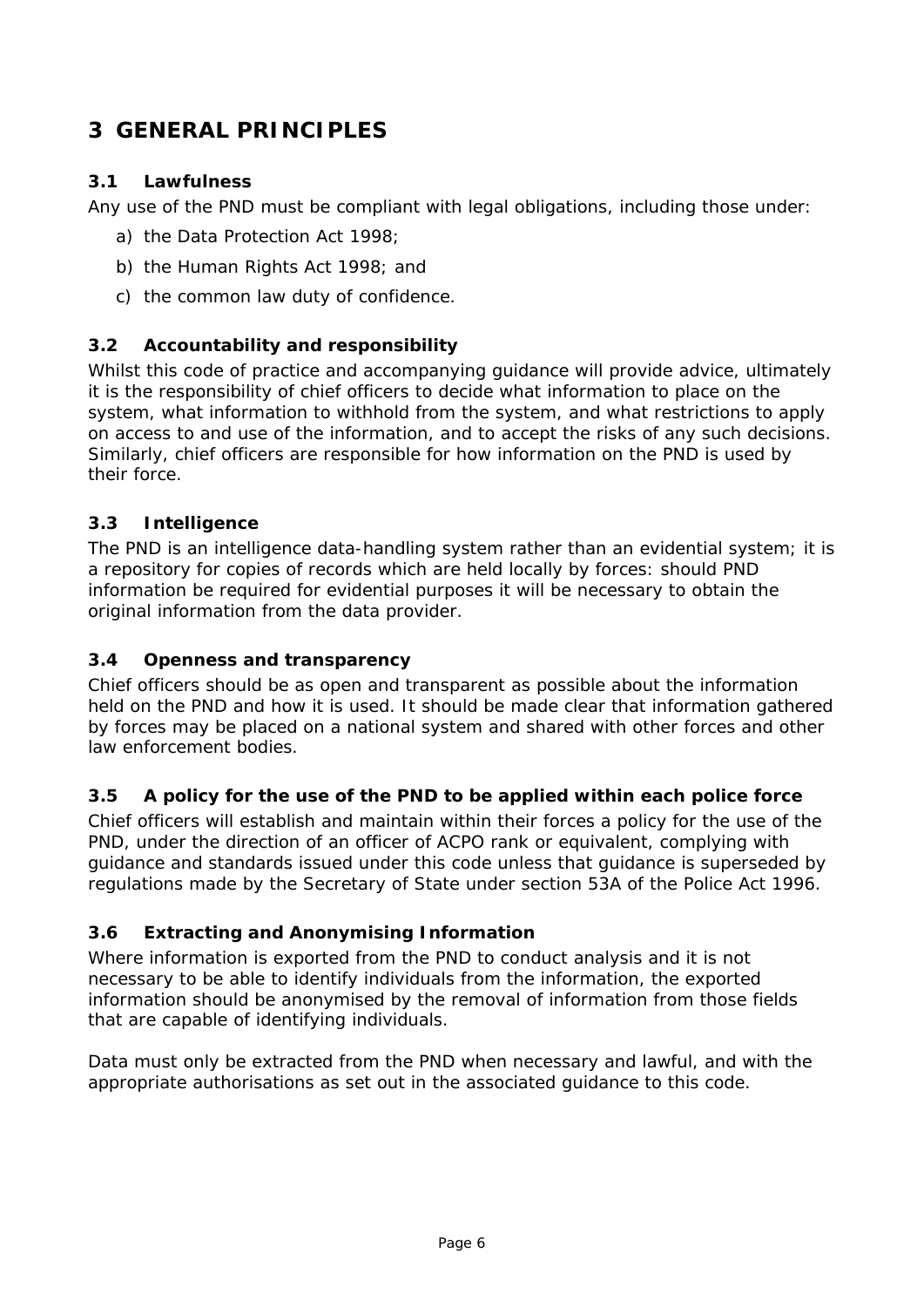# 3 GENERAL PRINCIPLES

### 3.1 Lawfulness

Any use of the PND must be compliant with legal obligations, including those under:

a) the Data Protection Act 1998;

b) the Human Rights Act 1998; and

c) the common law duty of confidence.

### 3.2 Accountability and responsibility

Whilst this code of practice and accompanying guidance will provide advice, ultimately it is the responsibility of chief officers to decide what information to place on the system, what information to withhold from the system, and what restrictions to apply on access to and use of the information, and to accept the risks of any such decisions. Similarly, chief officers are responsible for how information on the PND is used by their force.

### 3.3 Intelligence

The PND is an intelligence data-handling system rather than an evidential system; it is a repository for copies of records which are held locally by forces: should PND information be required for evidential purposes it will be necessary to obtain the original information from the data provider.

### 3.4 Openness and transparency

Chief officers should be as open and transparent as possible about the information held on the PND and how it is used. It should be made clear that information gathered by forces may be placed on a national system and shared with other forces and other law enforcement bodies.

### 3.5 A policy for the use of the PND to be applied within each police force

Chief officers will establish and maintain within their forces a policy for the use of the PND, under the direction of an officer of ACPO rank or equivalent, complying with guidance and standards issued under this code unless that guidance is superseded by regulations made by the Secretary of State under section 53A of the Police Act 1996.

### 3.6 Extracting and Anonymising Information

Where information is exported from the PND to conduct analysis and it is not necessary to be able to identify individuals from the information, the exported information should be anonymised by the removal of information from those fields that are capable of identifying individuals.

Data must only be extracted from the PND when necessary and lawful, and with the appropriate authorisations as set out in the associated guidance to this code.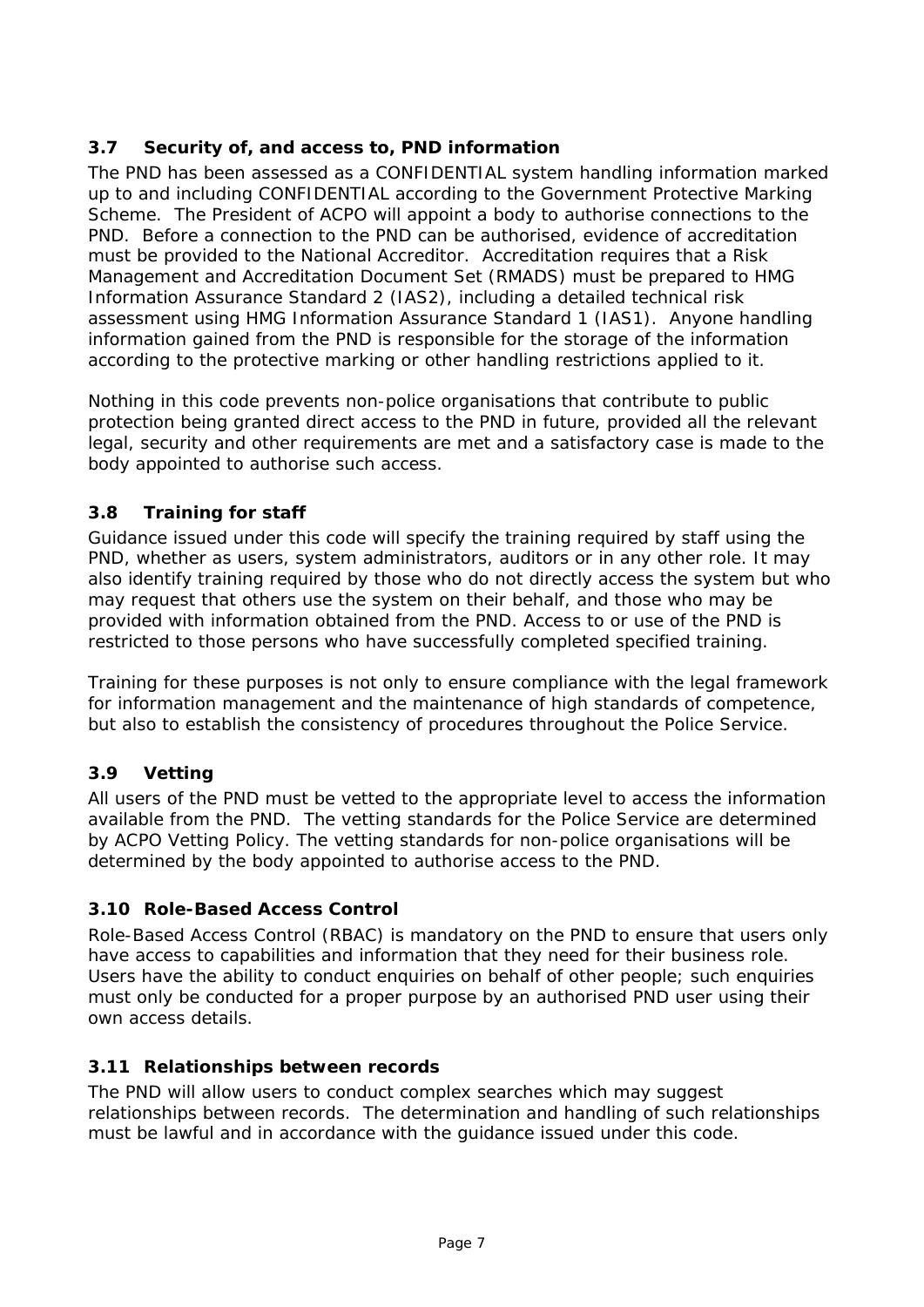### 3.7 Security of, and access to, PND information

The PND has been assessed as a CONFIDENTIAL system handling information marked up to and including CONFIDENTIAL according to the Government Protective Marking Scheme. The President of ACPO will appoint a body to authorise connections to the PND. Before a connection to the PND can be authorised, evidence of accreditation must be provided to the National Accreditor. Accreditation requires that a Risk Management and Accreditation Document Set (RMADS) must be prepared to HMG Information Assurance Standard 2 (IAS2), including a detailed technical risk assessment using HMG Information Assurance Standard 1 (IAS1). Anyone handling information gained from the PND is responsible for the storage of the information according to the protective marking or other handling restrictions applied to it.

Nothing in this code prevents non-police organisations that contribute to public protection being granted direct access to the PND in future, provided all the relevant legal, security and other requirements are met and a satisfactory case is made to the body appointed to authorise such access.

### 3.8 Training for staff

Guidance issued under this code will specify the training required by staff using the PND, whether as users, system administrators, auditors or in any other role. It may also identify training required by those who do not directly access the system but who may request that others use the system on their behalf, and those who may be provided with information obtained from the PND. Access to or use of the PND is restricted to those persons who have successfully completed specified training.

Training for these purposes is not only to ensure compliance with the legal framework for information management and the maintenance of high standards of competence, but also to establish the consistency of procedures throughout the Police Service.

### 3.9 Vetting

All users of the PND must be vetted to the appropriate level to access the information available from the PND. The vetting standards for the Police Service are determined by ACPO Vetting Policy. The vetting standards for non-police organisations will be determined by the body appointed to authorise access to the PND.

### 3.10 Role-Based Access Control

Role-Based Access Control (RBAC) is mandatory on the PND to ensure that users only have access to capabilities and information that they need for their business role. Users have the ability to conduct enquiries on behalf of other people; such enquiries must only be conducted for a proper purpose by an authorised PND user using their own access details.

### 3.11 Relationships between records

The PND will allow users to conduct complex searches which may suggest relationships between records. The determination and handling of such relationships must be lawful and in accordance with the guidance issued under this code.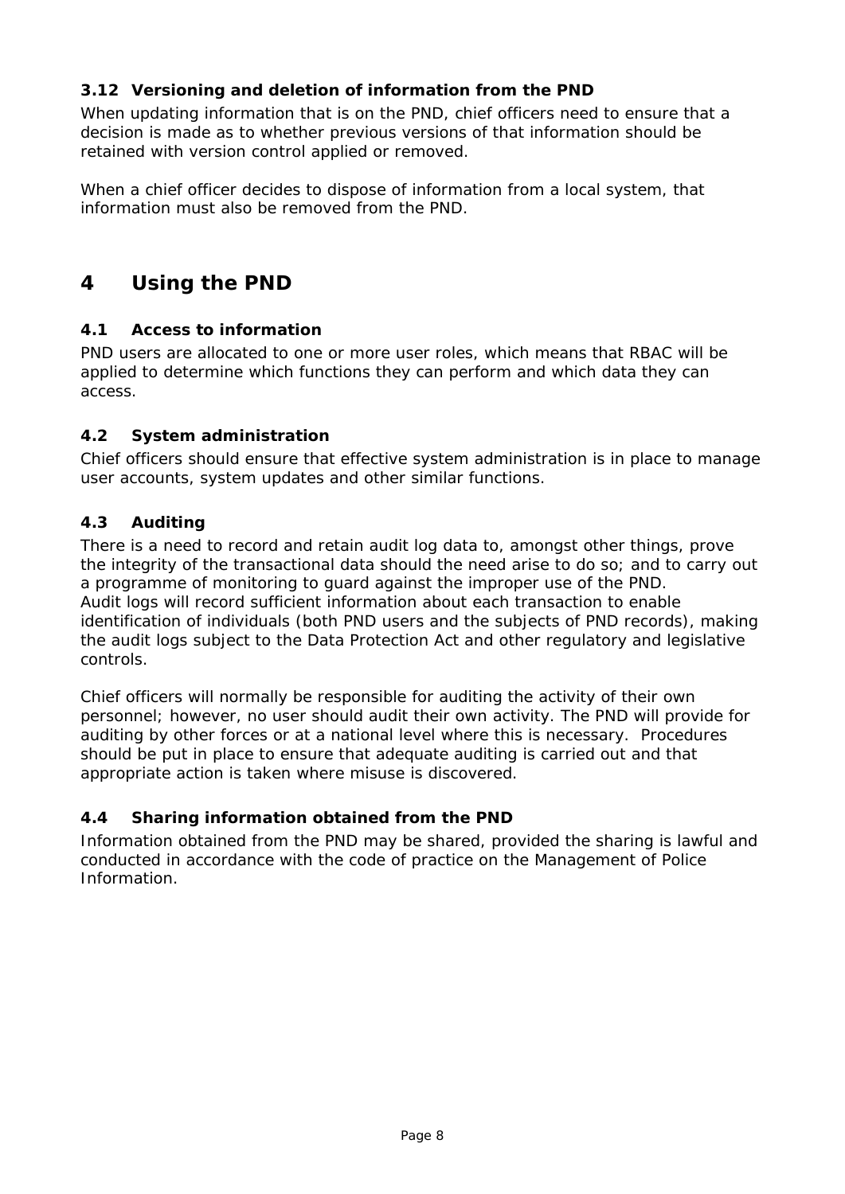### 3.12 Versioning and deletion of information from the PND

When updating information that is on the PND, chief officers need to ensure that a decision is made as to whether previous versions of that information should be retained with version control applied or removed.

When a chief officer decides to dispose of information from a local system, that information must also be removed from the PND.

## 4 Using the PND

### 4.1 Access to information

PND users are allocated to one or more user roles, which means that RBAC will be applied to determine which functions they can perform and which data they can access.

### 4.2 System administration

Chief officers should ensure that effective system administration is in place to manage user accounts, system updates and other similar functions.

### 4.3 Auditing

There is a need to record and retain audit log data to, amongst other things, prove the integrity of the transactional data should the need arise to do so; and to carry out a programme of monitoring to guard against the improper use of the PND.
Audit logs will record sufficient information about each transaction to enable identification of individuals (both PND users and the subjects of PND records), making the audit logs subject to the Data Protection Act and other regulatory and legislative controls.

Chief officers will normally be responsible for auditing the activity of their own personnel; however, no user should audit their own activity. The PND will provide for auditing by other forces or at a national level where this is necessary. Procedures should be put in place to ensure that adequate auditing is carried out and that appropriate action is taken where misuse is discovered.

### 4.4 Sharing information obtained from the PND

Information obtained from the PND may be shared, provided the sharing is lawful and conducted in accordance with the code of practice on the Management of Police Information.